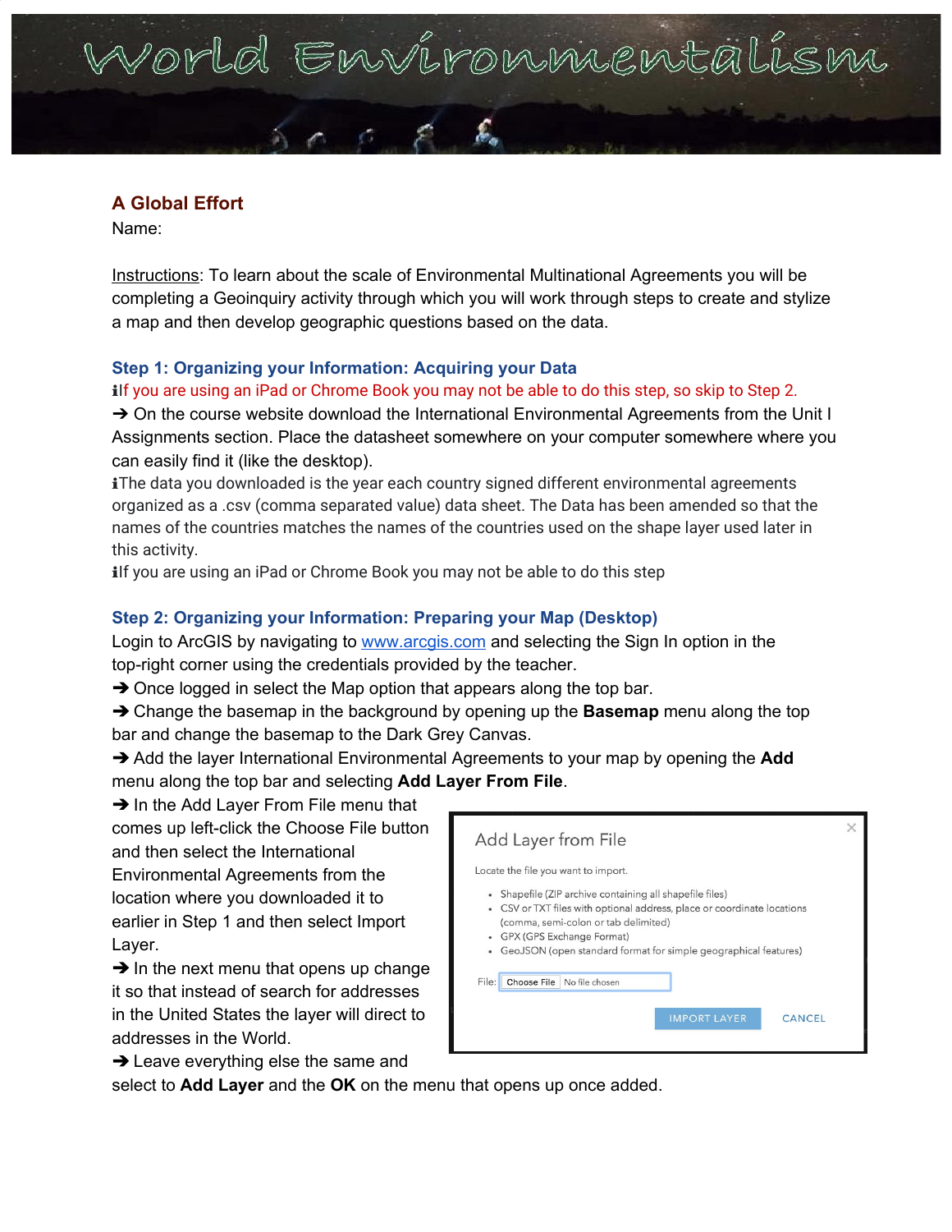# World Environmentalism

## A Global Effort

Name:

Instructions: To learn about the scale of Environmental Multinational Agreements you will be completing a Geoinquiry activity through which you will work through steps to create and stylize a map and then develop geographic questions based on the data.

### Step 1: Organizing your Information: Acquiring your Data

ℹIf you are using an iPad or Chrome Book you may not be able to do this step, so skip to Step 2.

➔ On the course website download the International Environmental Agreements from the Unit I Assignments section. Place the datasheet somewhere on your computer somewhere where you can easily find it (like the desktop).

ℹThe data you downloaded is the year each country signed different environmental agreements organized as a .csv (comma separated value) data sheet. The Data has been amended so that the names of the countries matches the names of the countries used on the shape layer used later in this activity.

ℹIf you are using an iPad or Chrome Book you may not be able to do this step

### Step 2: Organizing your Information: Preparing your Map (Desktop)

Login to ArcGIS by navigating to www.arcgis.com and selecting the Sign In option in the top-right corner using the credentials provided by the teacher.

➔ Once logged in select the Map option that appears along the top bar.

➔ Change the basemap in the background by opening up the **Basemap** menu along the top bar and change the basemap to the Dark Grey Canvas.

➔ Add the layer International Environmental Agreements to your map by opening the **Add** menu along the top bar and selecting **Add Layer From File**.

➔ In the Add Layer From File menu that comes up left-click the Choose File button and then select the International Environmental Agreements from the location where you downloaded it to earlier in Step 1 and then select Import Layer.

> Add Layer from File
>
> Locate the file you want to import.
>
> - Shapefile (ZIP archive containing all shapefile files)
> - CSV or TXT files with optional address, place or coordinate locations (comma, semi-colon or tab delimited)
> - GPX (GPS Exchange Format)
> - GeoJSON (open standard format for simple geographical features)
>
> File: Choose File No file chosen
>
> IMPORT LAYER CANCEL

➔ In the next menu that opens up change it so that instead of search for addresses in the United States the layer will direct to addresses in the World.

➔ Leave everything else the same and select to **Add Layer** and the **OK** on the menu that opens up once added.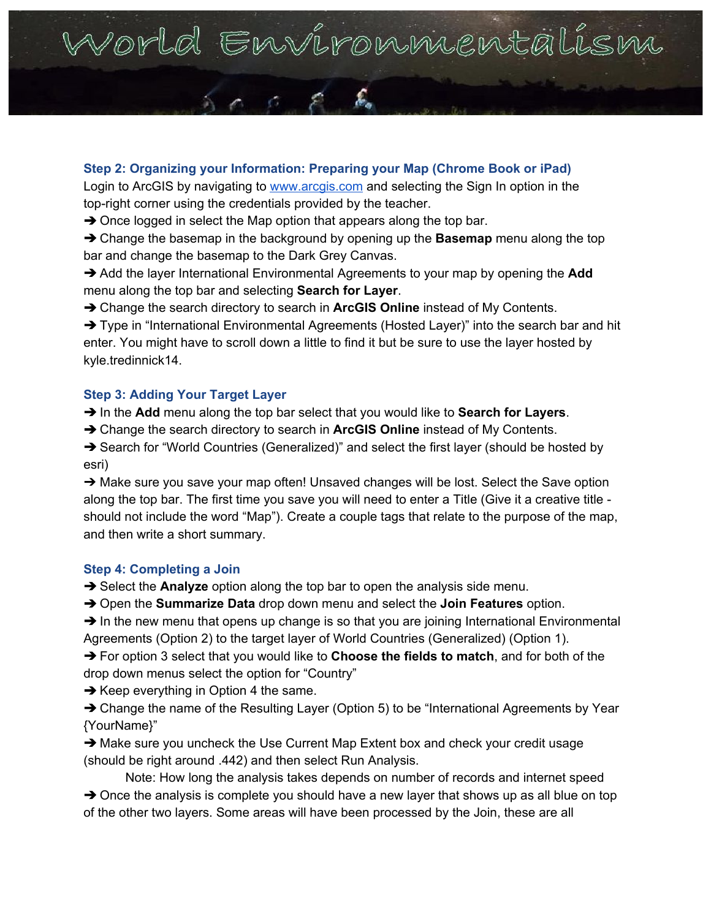### Step 2: Organizing your Information: Preparing your Map (Chrome Book or iPad)

Login to ArcGIS by navigating to [www.arcgis.com](http://www.arcgis.com) and selecting the Sign In option in the top-right corner using the credentials provided by the teacher.

➔ Once logged in select the Map option that appears along the top bar.

➔ Change the basemap in the background by opening up the **Basemap** menu along the top bar and change the basemap to the Dark Grey Canvas.

➔ Add the layer International Environmental Agreements to your map by opening the **Add** menu along the top bar and selecting **Search for Layer**.

➔ Change the search directory to search in **ArcGIS Online** instead of My Contents.

➔ Type in "International Environmental Agreements (Hosted Layer)" into the search bar and hit enter. You might have to scroll down a little to find it but be sure to use the layer hosted by kyle.tredinnick14.

### Step 3: Adding Your Target Layer

➔ In the **Add** menu along the top bar select that you would like to **Search for Layers**.

➔ Change the search directory to search in **ArcGIS Online** instead of My Contents.

➔ Search for "World Countries (Generalized)" and select the first layer (should be hosted by esri)

➔ Make sure you save your map often! Unsaved changes will be lost. Select the Save option along the top bar. The first time you save you will need to enter a Title (Give it a creative title - should not include the word "Map"). Create a couple tags that relate to the purpose of the map, and then write a short summary.

### Step 4: Completing a Join

➔ Select the **Analyze** option along the top bar to open the analysis side menu.

➔ Open the **Summarize Data** drop down menu and select the **Join Features** option.

➔ In the new menu that opens up change is so that you are joining International Environmental Agreements (Option 2) to the target layer of World Countries (Generalized) (Option 1).

➔ For option 3 select that you would like to **Choose the fields to match**, and for both of the drop down menus select the option for "Country"

➔ Keep everything in Option 4 the same.

➔ Change the name of the Resulting Layer (Option 5) to be "International Agreements by Year {YourName}"

➔ Make sure you uncheck the Use Current Map Extent box and check your credit usage (should be right around .442) and then select Run Analysis.

Note: How long the analysis takes depends on number of records and internet speed

➔ Once the analysis is complete you should have a new layer that shows up as all blue on top of the other two layers. Some areas will have been processed by the Join, these are all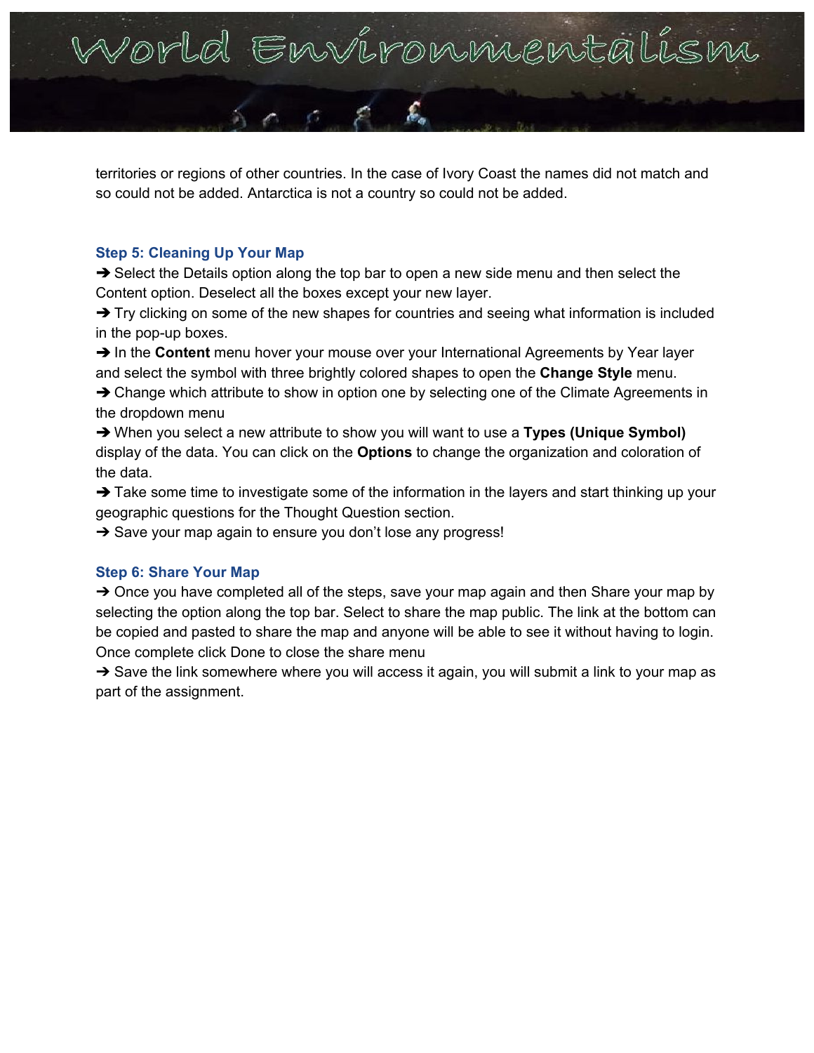territories or regions of other countries. In the case of Ivory Coast the names did not match and so could not be added. Antarctica is not a country so could not be added.

### Step 5: Cleaning Up Your Map

➔ Select the Details option along the top bar to open a new side menu and then select the Content option. Deselect all the boxes except your new layer.

➔ Try clicking on some of the new shapes for countries and seeing what information is included in the pop-up boxes.

➔ In the **Content** menu hover your mouse over your International Agreements by Year layer and select the symbol with three brightly colored shapes to open the **Change Style** menu.

➔ Change which attribute to show in option one by selecting one of the Climate Agreements in the dropdown menu

➔ When you select a new attribute to show you will want to use a **Types (Unique Symbol)** display of the data. You can click on the **Options** to change the organization and coloration of the data.

➔ Take some time to investigate some of the information in the layers and start thinking up your geographic questions for the Thought Question section.

➔ Save your map again to ensure you don't lose any progress!

### Step 6: Share Your Map

➔ Once you have completed all of the steps, save your map again and then Share your map by selecting the option along the top bar. Select to share the map public. The link at the bottom can be copied and pasted to share the map and anyone will be able to see it without having to login. Once complete click Done to close the share menu

➔ Save the link somewhere where you will access it again, you will submit a link to your map as part of the assignment.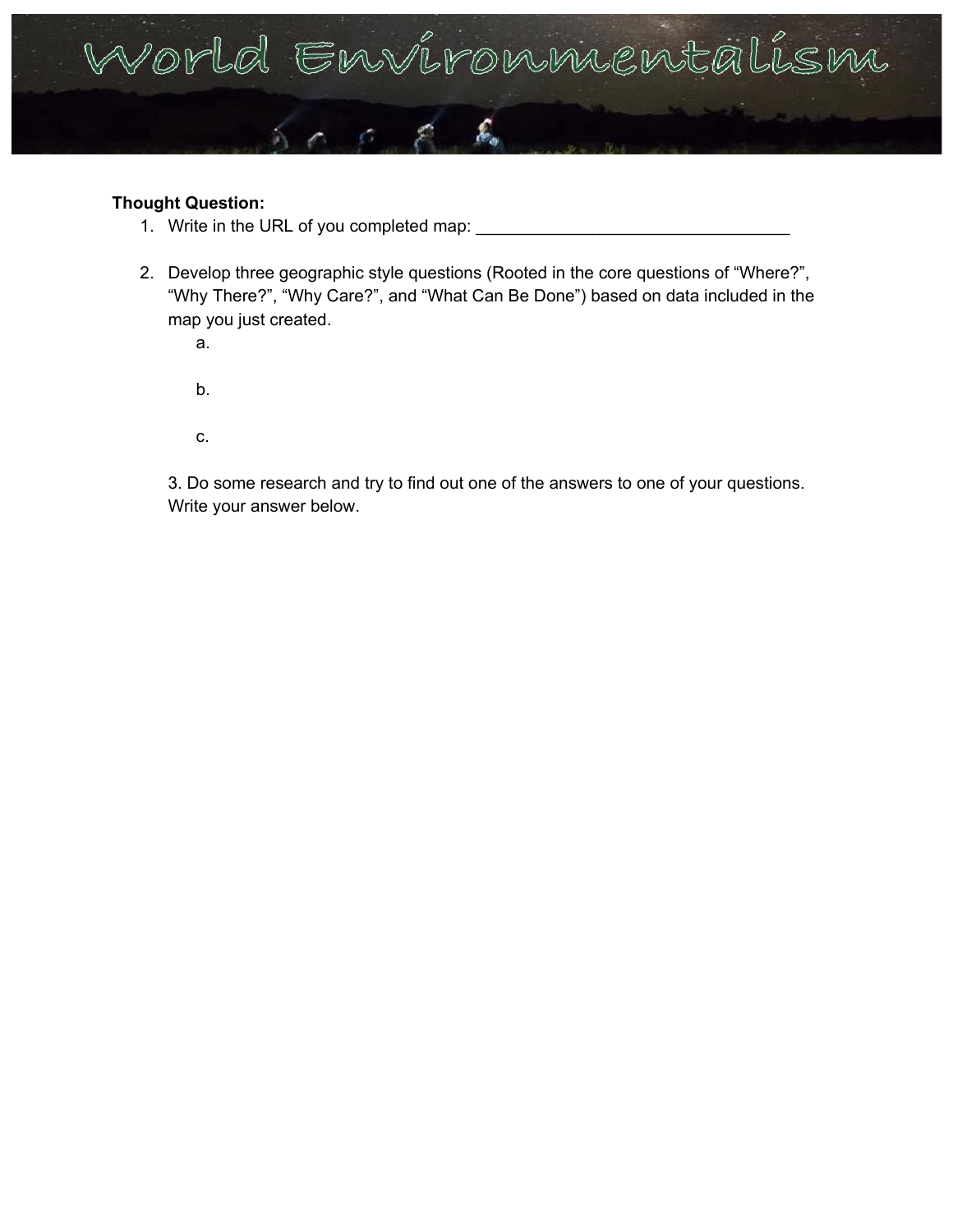# World Environmentalism

**Thought Question:**

1. Write in the URL of you completed map: ________________________________

2. Develop three geographic style questions (Rooted in the core questions of "Where?", "Why There?", "Why Care?", and "What Can Be Done") based on data included in the map you just created.
    a.

    b.

    c.

3. Do some research and try to find out one of the answers to one of your questions. Write your answer below.